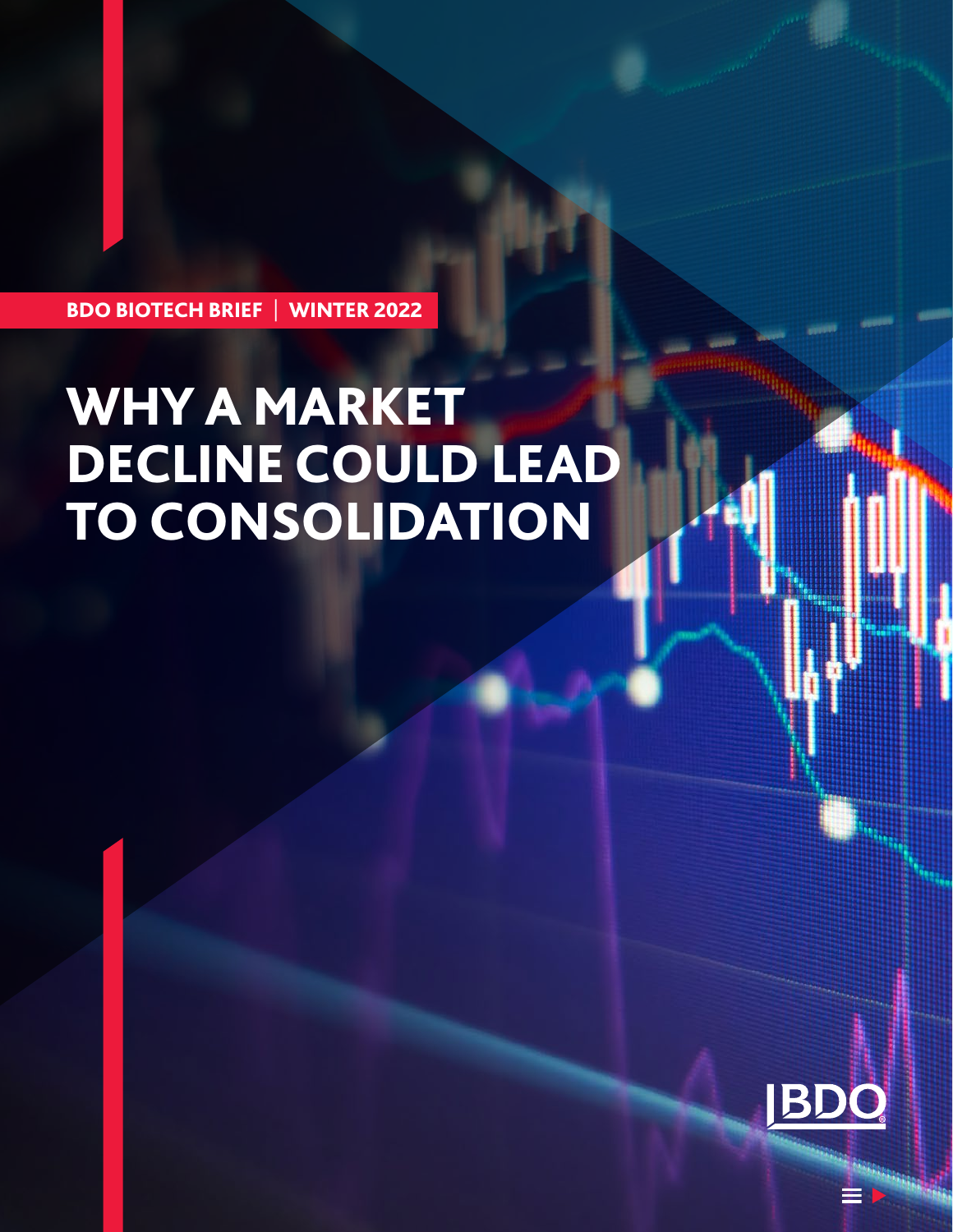BDO BIOTECH BRIEF | WINTER 2022

# WHY A MARKET DECLINE COULD LEAD TO CONSOLIDATION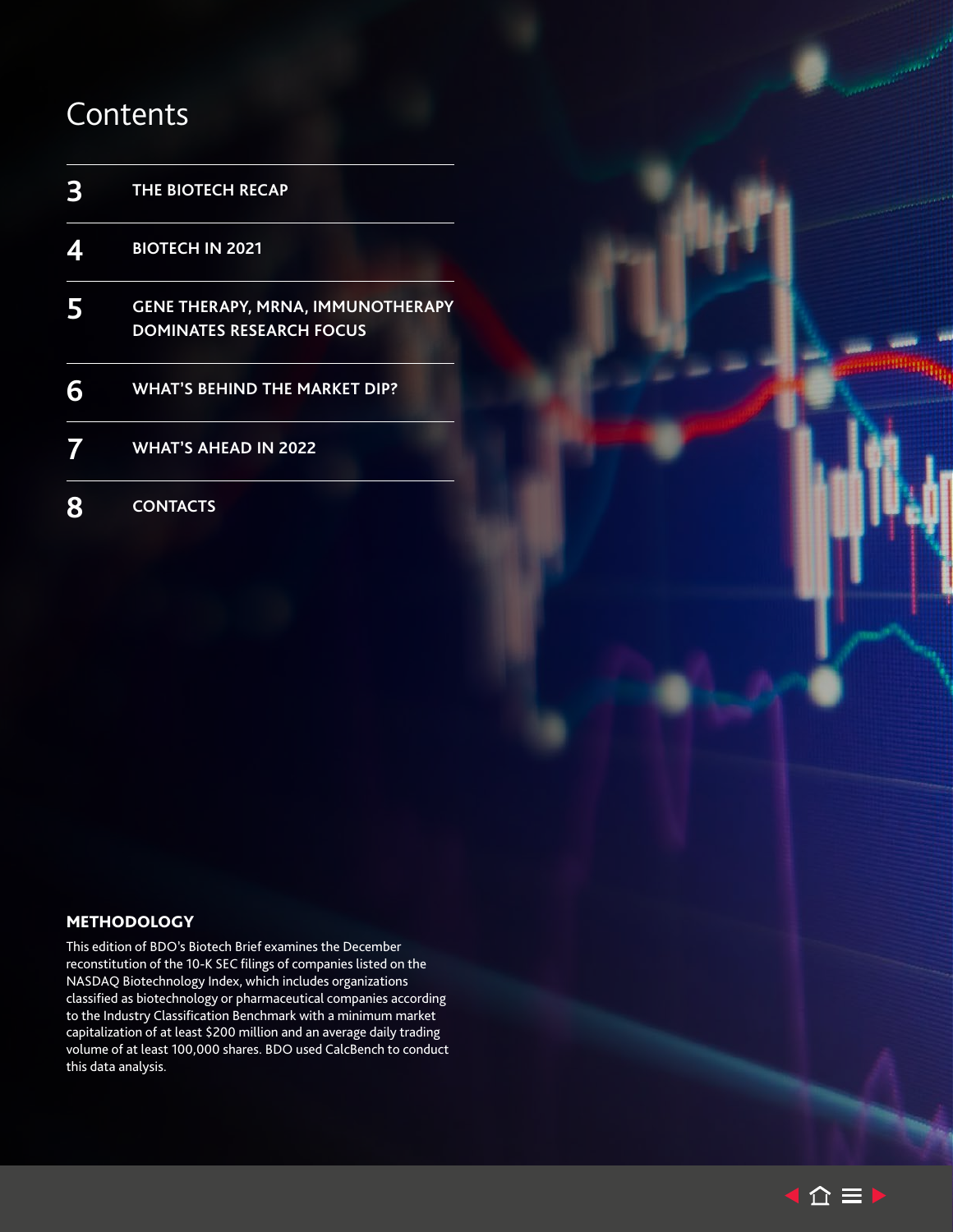# Contents

| | |
|---|---|
| 3 | THE BIOTECH RECAP |
| 4 | BIOTECH IN 2021 |
| 5 | GENE THERAPY, MRNA, IMMUNOTHERAPY DOMINATES RESEARCH FOCUS |
| 6 | WHAT'S BEHIND THE MARKET DIP? |
| 7 | WHAT'S AHEAD IN 2022 |
| 8 | CONTACTS |

## METHODOLOGY

This edition of BDO's Biotech Brief examines the December reconstitution of the 10-K SEC filings of companies listed on the NASDAQ Biotechnology Index, which includes organizations classified as biotechnology or pharmaceutical companies according to the Industry Classification Benchmark with a minimum market capitalization of at least $200 million and an average daily trading volume of at least 100,000 shares. BDO used CalcBench to conduct this data analysis.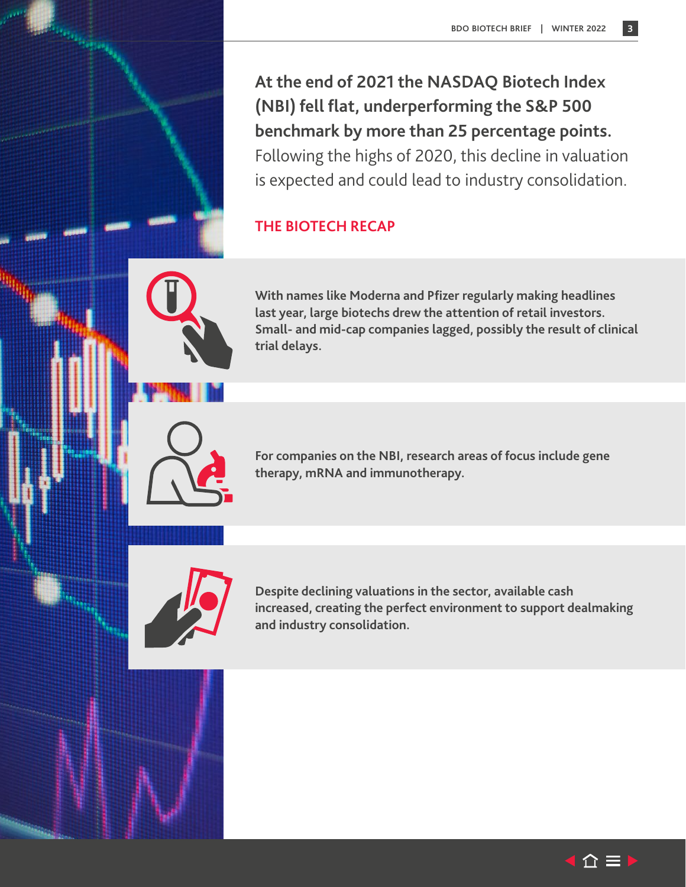**At the end of 2021 the NASDAQ Biotech Index (NBI) fell flat, underperforming the S&P 500 benchmark by more than 25 percentage points.** Following the highs of 2020, this decline in valuation is expected and could lead to industry consolidation.

## THE BIOTECH RECAP

**With names like Moderna and Pfizer regularly making headlines last year, large biotechs drew the attention of retail investors. Small- and mid-cap companies lagged, possibly the result of clinical trial delays.**

**For companies on the NBI, research areas of focus include gene therapy, mRNA and immunotherapy.**

**Despite declining valuations in the sector, available cash increased, creating the perfect environment to support dealmaking and industry consolidation.**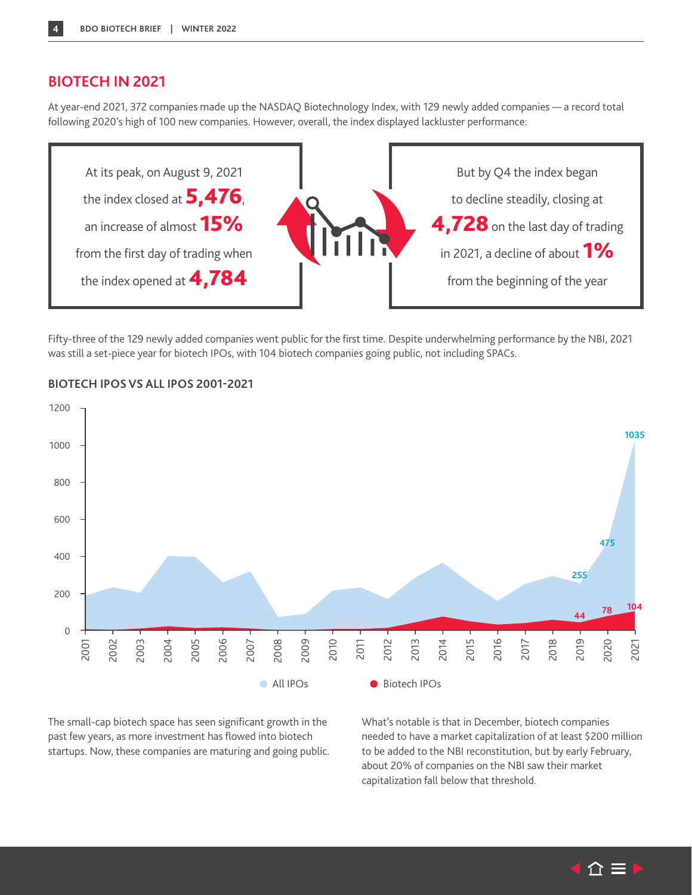## BIOTECH IN 2021

At year-end 2021, 372 companies made up the NASDAQ Biotechnology Index, with 129 newly added companies — a record total following 2020's high of 100 new companies. However, overall, the index displayed lackluster performance:

At its peak, on August 9, 2021 the index closed at **5,476**, an increase of almost **15%** from the first day of trading when the index opened at **4,784**

But by Q4 the index began to decline steadily, closing at **4,728** on the last day of trading in 2021, a decline of about **1%** from the beginning of the year

Fifty-three of the 129 newly added companies went public for the first time. Despite underwhelming performance by the NBI, 2021 was still a set-piece year for biotech IPOs, with 104 biotech companies going public, not including SPACs.

### BIOTECH IPOS VS ALL IPOS 2001-2021

| Year | All IPOs | Biotech IPOs |
|---|---|---|
| 2019 | 255 | 44 |
| 2020 | 475 | 78 |
| 2021 | 1035 | 104 |

The small-cap biotech space has seen significant growth in the past few years, as more investment has flowed into biotech startups. Now, these companies are maturing and going public.

What's notable is that in December, biotech companies needed to have a market capitalization of at least $200 million to be added to the NBI reconstitution, but by early February, about 20% of companies on the NBI saw their market capitalization fall below that threshold.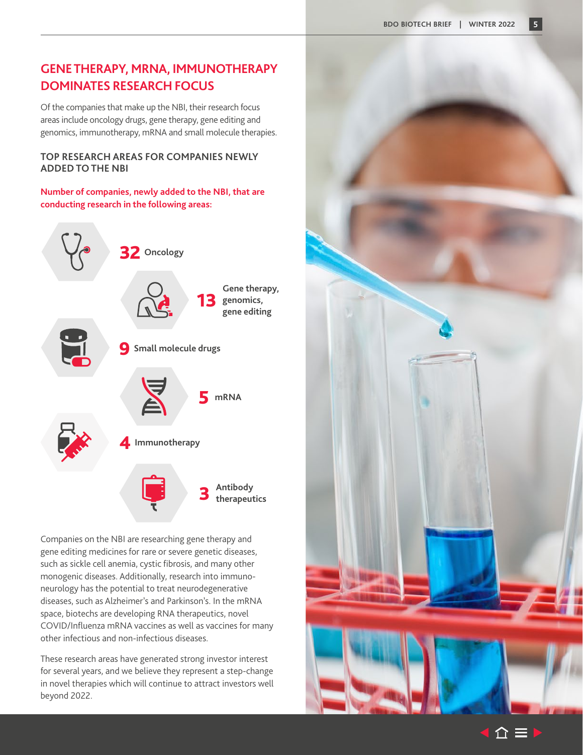## GENE THERAPY, MRNA, IMMUNOTHERAPY DOMINATES RESEARCH FOCUS

Of the companies that make up the NBI, their research focus areas include oncology drugs, gene therapy, gene editing and genomics, immunotherapy, mRNA and small molecule therapies.

### TOP RESEARCH AREAS FOR COMPANIES NEWLY ADDED TO THE NBI

**Number of companies, newly added to the NBI, that are conducting research in the following areas:**

- **32** Oncology
- **13** Gene therapy, genomics, gene editing
- **9** Small molecule drugs
- **5** mRNA
- **4** Immunotherapy
- **3** Antibody therapeutics

Companies on the NBI are researching gene therapy and gene editing medicines for rare or severe genetic diseases, such as sickle cell anemia, cystic fibrosis, and many other monogenic diseases. Additionally, research into immuno-neurology has the potential to treat neurodegenerative diseases, such as Alzheimer's and Parkinson's. In the mRNA space, biotechs are developing RNA therapeutics, novel COVID/Influenza mRNA vaccines as well as vaccines for many other infectious and non-infectious diseases.

These research areas have generated strong investor interest for several years, and we believe they represent a step-change in novel therapies which will continue to attract investors well beyond 2022.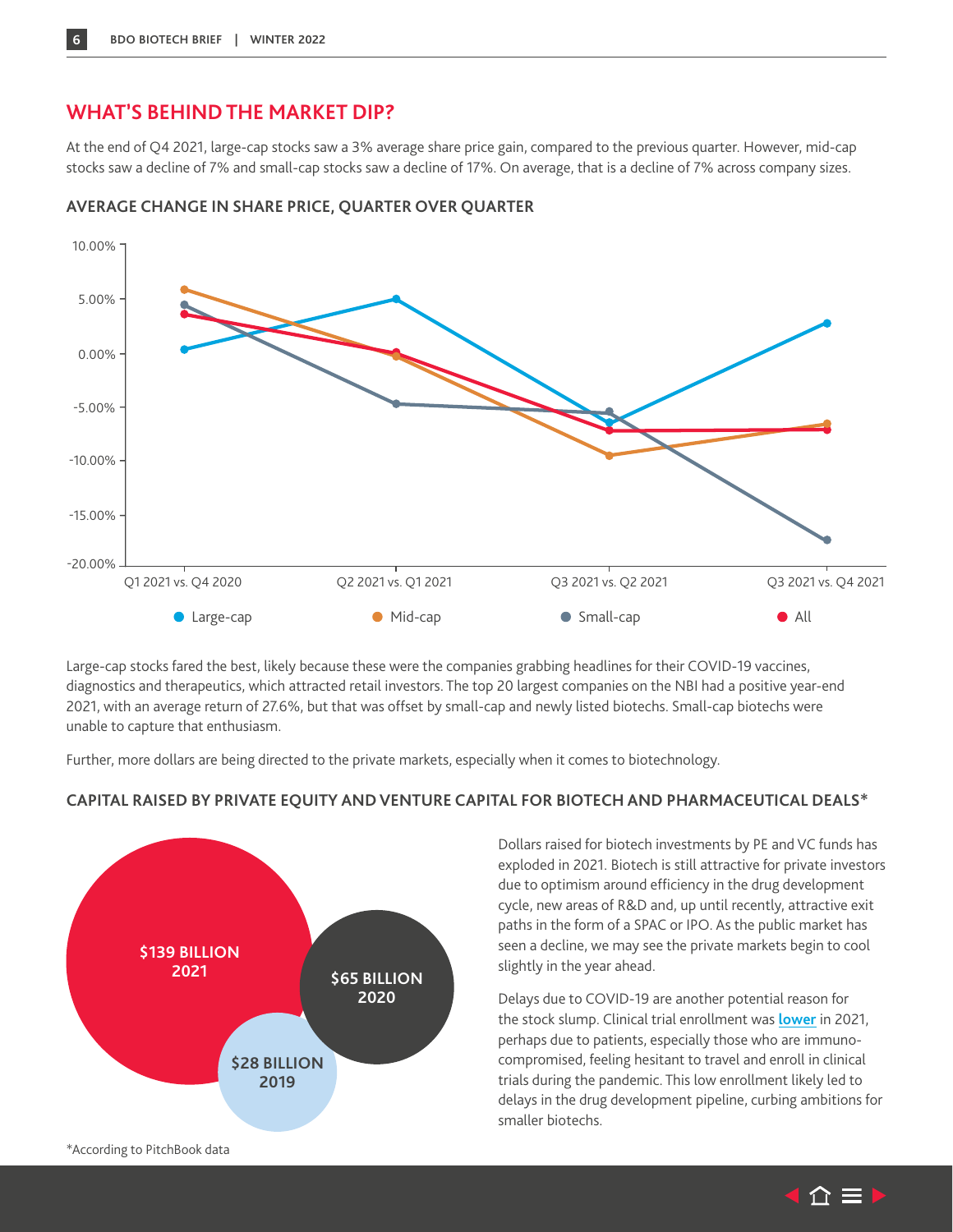## WHAT'S BEHIND THE MARKET DIP?

At the end of Q4 2021, large-cap stocks saw a 3% average share price gain, compared to the previous quarter. However, mid-cap stocks saw a decline of 7% and small-cap stocks saw a decline of 17%. On average, that is a decline of 7% across company sizes.

### AVERAGE CHANGE IN SHARE PRICE, QUARTER OVER QUARTER

Large-cap stocks fared the best, likely because these were the companies grabbing headlines for their COVID-19 vaccines, diagnostics and therapeutics, which attracted retail investors. The top 20 largest companies on the NBI had a positive year-end 2021, with an average return of 27.6%, but that was offset by small-cap and newly listed biotechs. Small-cap biotechs were unable to capture that enthusiasm.

Further, more dollars are being directed to the private markets, especially when it comes to biotechnology.

### CAPITAL RAISED BY PRIVATE EQUITY AND VENTURE CAPITAL FOR BIOTECH AND PHARMACEUTICAL DEALS*

$139 BILLION 2021

$65 BILLION 2020

$28 BILLION 2019

*According to PitchBook data

Dollars raised for biotech investments by PE and VC funds has exploded in 2021. Biotech is still attractive for private investors due to optimism around efficiency in the drug development cycle, new areas of R&D and, up until recently, attractive exit paths in the form of a SPAC or IPO. As the public market has seen a decline, we may see the private markets begin to cool slightly in the year ahead.

Delays due to COVID-19 are another potential reason for the stock slump. Clinical trial enrollment was **lower** in 2021, perhaps due to patients, especially those who are immuno-compromised, feeling hesitant to travel and enroll in clinical trials during the pandemic. This low enrollment likely led to delays in the drug development pipeline, curbing ambitions for smaller biotechs.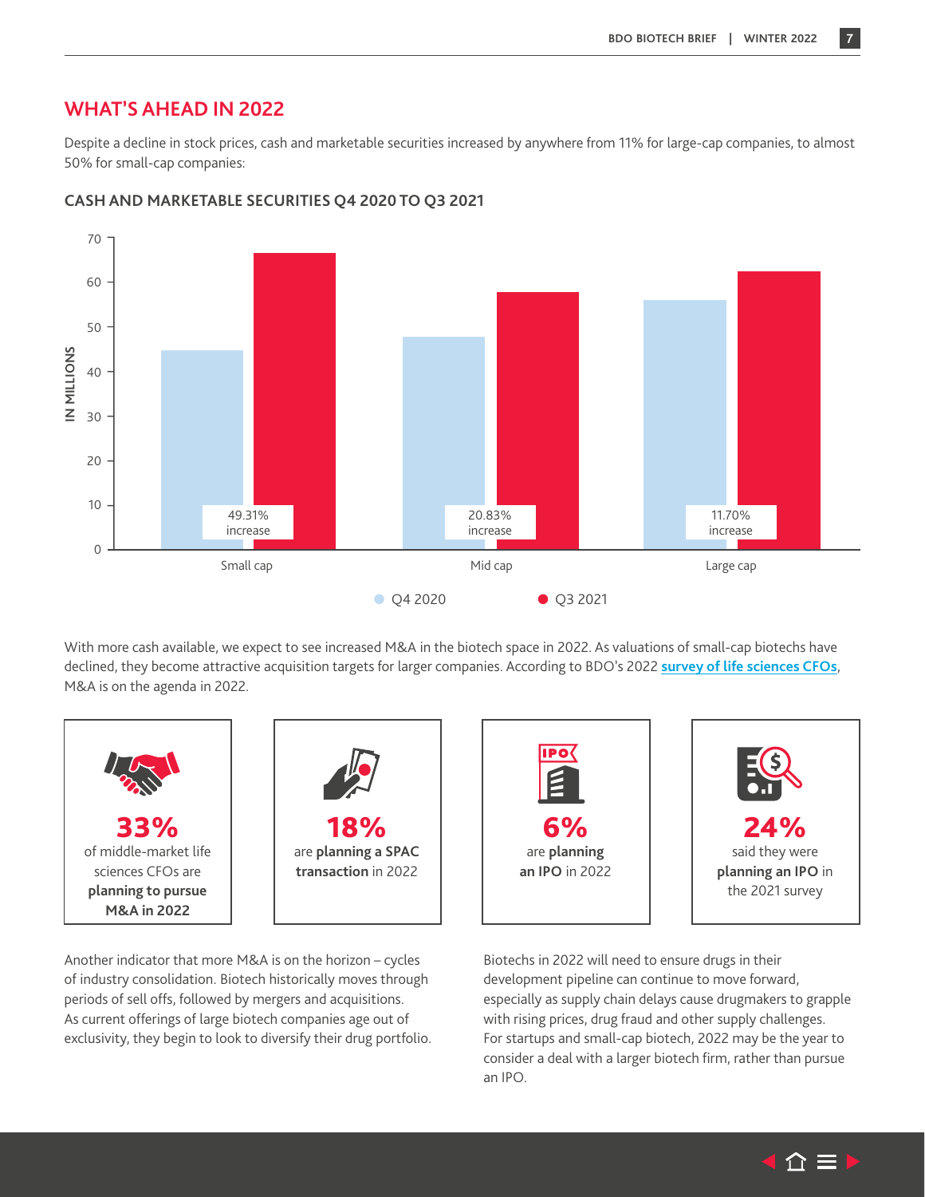## WHAT'S AHEAD IN 2022

Despite a decline in stock prices, cash and marketable securities increased by anywhere from 11% for large-cap companies, to almost 50% for small-cap companies:

### CASH AND MARKETABLE SECURITIES Q4 2020 TO Q3 2021

IN MILLIONS

| | Q4 2020 | Q3 2021 | Change |
|---|---|---|---|
| Small cap | | | 49.31% increase |
| Mid cap | | | 20.83% increase |
| Large cap | | | 11.70% increase |

With more cash available, we expect to see increased M&A in the biotech space in 2022. As valuations of small-cap biotechs have declined, they become attractive acquisition targets for larger companies. According to BDO's 2022 **survey of life sciences CFOs**, M&A is on the agenda in 2022.

**33%** of middle-market life sciences CFOs are **planning to pursue M&A in 2022**

**18%** are **planning a SPAC transaction** in 2022

**6%** are **planning an IPO** in 2022

**24%** said they were **planning an IPO** in the 2021 survey

Another indicator that more M&A is on the horizon – cycles of industry consolidation. Biotech historically moves through periods of sell offs, followed by mergers and acquisitions. As current offerings of large biotech companies age out of exclusivity, they begin to look to diversify their drug portfolio.

Biotechs in 2022 will need to ensure drugs in their development pipeline can continue to move forward, especially as supply chain delays cause drugmakers to grapple with rising prices, drug fraud and other supply challenges. For startups and small-cap biotech, 2022 may be the year to consider a deal with a larger biotech firm, rather than pursue an IPO.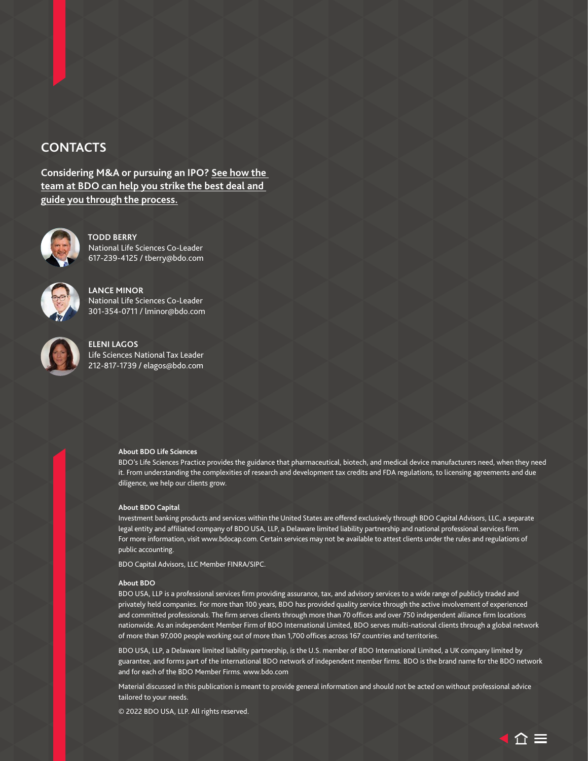## CONTACTS

**Considering M&A or pursuing an IPO? See how the team at BDO can help you strike the best deal and guide you through the process.**

**TODD BERRY**
National Life Sciences Co-Leader
617-239-4125 / tberry@bdo.com

**LANCE MINOR**
National Life Sciences Co-Leader
301-354-0711 / lminor@bdo.com

**ELENI LAGOS**
Life Sciences National Tax Leader
212-817-1739 / elagos@bdo.com

**About BDO Life Sciences**
BDO's Life Sciences Practice provides the guidance that pharmaceutical, biotech, and medical device manufacturers need, when they need it. From understanding the complexities of research and development tax credits and FDA regulations, to licensing agreements and due diligence, we help our clients grow.

**About BDO Capital**
Investment banking products and services within the United States are offered exclusively through BDO Capital Advisors, LLC, a separate legal entity and affiliated company of BDO USA, LLP, a Delaware limited liability partnership and national professional services firm. For more information, visit www.bdocap.com. Certain services may not be available to attest clients under the rules and regulations of public accounting.

BDO Capital Advisors, LLC Member FINRA/SIPC.

**About BDO**
BDO USA, LLP is a professional services firm providing assurance, tax, and advisory services to a wide range of publicly traded and privately held companies. For more than 100 years, BDO has provided quality service through the active involvement of experienced and committed professionals. The firm serves clients through more than 70 offices and over 750 independent alliance firm locations nationwide. As an independent Member Firm of BDO International Limited, BDO serves multi-national clients through a global network of more than 97,000 people working out of more than 1,700 offices across 167 countries and territories.

BDO USA, LLP, a Delaware limited liability partnership, is the U.S. member of BDO International Limited, a UK company limited by guarantee, and forms part of the international BDO network of independent member firms. BDO is the brand name for the BDO network and for each of the BDO Member Firms. www.bdo.com

Material discussed in this publication is meant to provide general information and should not be acted on without professional advice tailored to your needs.

© 2022 BDO USA, LLP. All rights reserved.